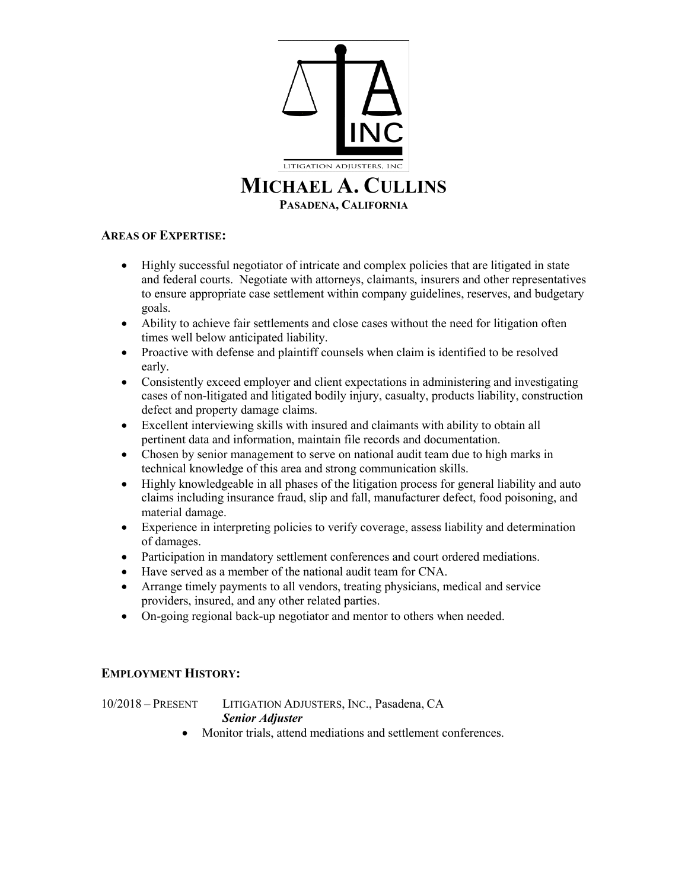# MICHAEL A. CULLINS

**PASADENA, CALIFORNIA**

**AREAS OF EXPERTISE:**

- Highly successful negotiator of intricate and complex policies that are litigated in state and federal courts. Negotiate with attorneys, claimants, insurers and other representatives to ensure appropriate case settlement within company guidelines, reserves, and budgetary goals.
- Ability to achieve fair settlements and close cases without the need for litigation often times well below anticipated liability.
- Proactive with defense and plaintiff counsels when claim is identified to be resolved early.
- Consistently exceed employer and client expectations in administering and investigating cases of non-litigated and litigated bodily injury, casualty, products liability, construction defect and property damage claims.
- Excellent interviewing skills with insured and claimants with ability to obtain all pertinent data and information, maintain file records and documentation.
- Chosen by senior management to serve on national audit team due to high marks in technical knowledge of this area and strong communication skills.
- Highly knowledgeable in all phases of the litigation process for general liability and auto claims including insurance fraud, slip and fall, manufacturer defect, food poisoning, and material damage.
- Experience in interpreting policies to verify coverage, assess liability and determination of damages.
- Participation in mandatory settlement conferences and court ordered mediations.
- Have served as a member of the national audit team for CNA.
- Arrange timely payments to all vendors, treating physicians, medical and service providers, insured, and any other related parties.
- On-going regional back-up negotiator and mentor to others when needed.

**EMPLOYMENT HISTORY:**

10/2018 – PRESENT LITIGATION ADJUSTERS, INC., Pasadena, CA

***Senior Adjuster***

- Monitor trials, attend mediations and settlement conferences.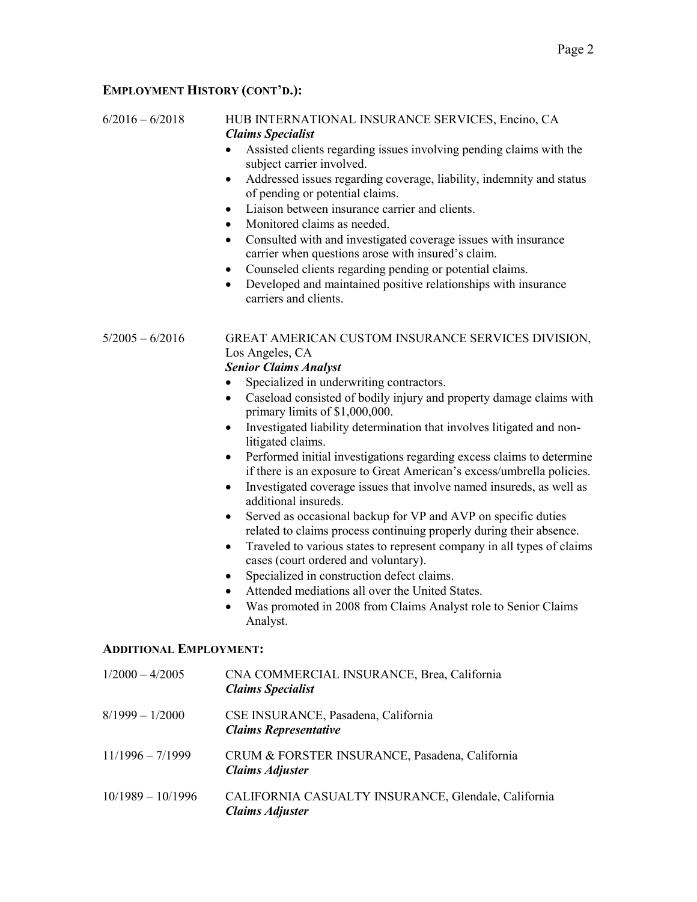## **EMPLOYMENT HISTORY (CONT'D.):**

6/2016 – 6/2018 HUB INTERNATIONAL INSURANCE SERVICES, Encino, CA
***Claims Specialist***

- Assisted clients regarding issues involving pending claims with the subject carrier involved.
- Addressed issues regarding coverage, liability, indemnity and status of pending or potential claims.
- Liaison between insurance carrier and clients.
- Monitored claims as needed.
- Consulted with and investigated coverage issues with insurance carrier when questions arose with insured's claim.
- Counseled clients regarding pending or potential claims.
- Developed and maintained positive relationships with insurance carriers and clients.

5/2005 – 6/2016 GREAT AMERICAN CUSTOM INSURANCE SERVICES DIVISION, Los Angeles, CA
***Senior Claims Analyst***

- Specialized in underwriting contractors.
- Caseload consisted of bodily injury and property damage claims with primary limits of $1,000,000.
- Investigated liability determination that involves litigated and non-litigated claims.
- Performed initial investigations regarding excess claims to determine if there is an exposure to Great American's excess/umbrella policies.
- Investigated coverage issues that involve named insureds, as well as additional insureds.
- Served as occasional backup for VP and AVP on specific duties related to claims process continuing properly during their absence.
- Traveled to various states to represent company in all types of claims cases (court ordered and voluntary).
- Specialized in construction defect claims.
- Attended mediations all over the United States.
- Was promoted in 2008 from Claims Analyst role to Senior Claims Analyst.

## **ADDITIONAL EMPLOYMENT:**

1/2000 – 4/2005 CNA COMMERCIAL INSURANCE, Brea, California
***Claims Specialist***

8/1999 – 1/2000 CSE INSURANCE, Pasadena, California
***Claims Representative***

11/1996 – 7/1999 CRUM & FORSTER INSURANCE, Pasadena, California
***Claims Adjuster***

10/1989 – 10/1996 CALIFORNIA CASUALTY INSURANCE, Glendale, California
***Claims Adjuster***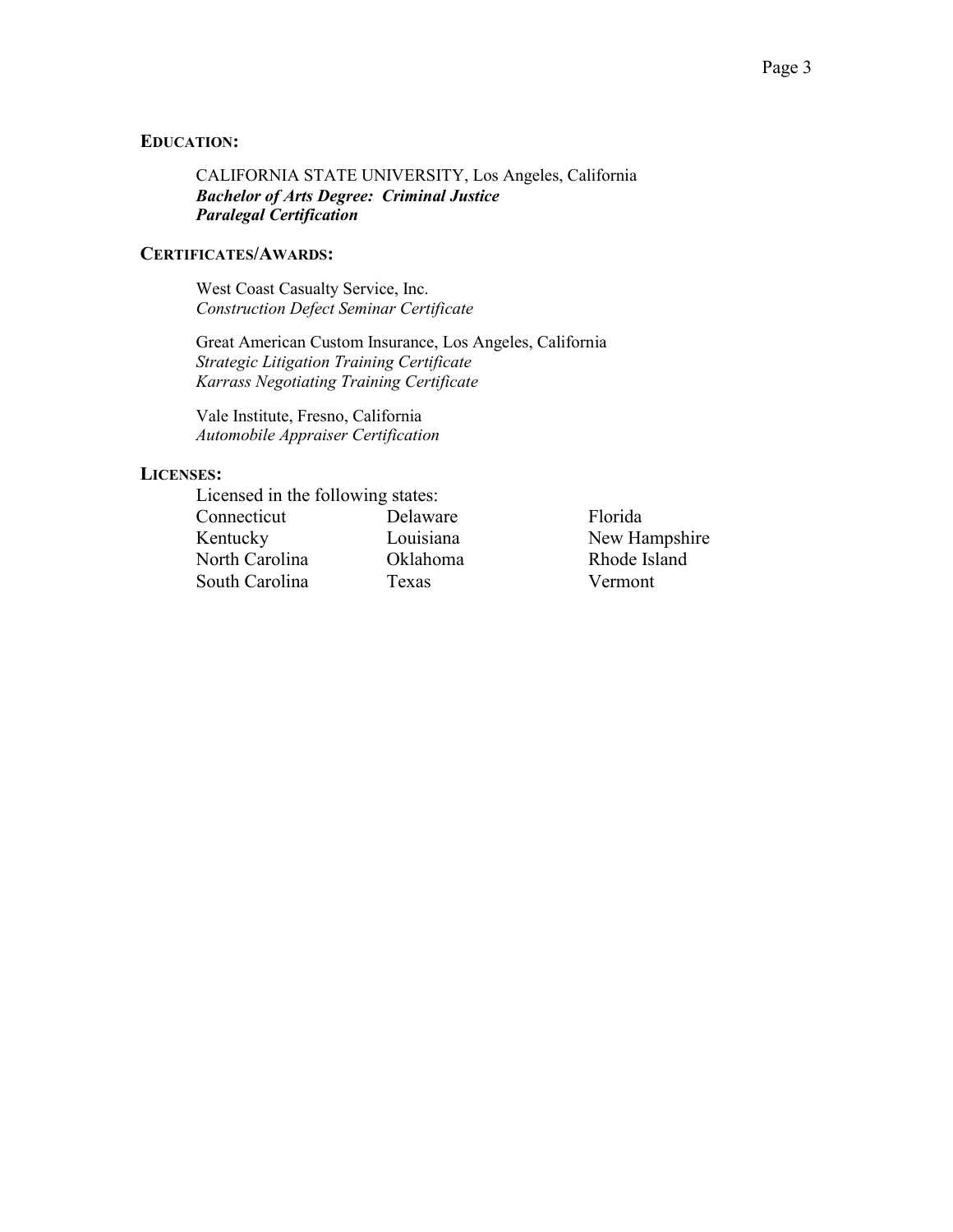**EDUCATION:**

CALIFORNIA STATE UNIVERSITY, Los Angeles, California
***Bachelor of Arts Degree: Criminal Justice***
***Paralegal Certification***

**CERTIFICATES/AWARDS:**

West Coast Casualty Service, Inc.
*Construction Defect Seminar Certificate*

Great American Custom Insurance, Los Angeles, California
*Strategic Litigation Training Certificate*
*Karrass Negotiating Training Certificate*

Vale Institute, Fresno, California
*Automobile Appraiser Certification*

**LICENSES:**

Licensed in the following states:

| | | |
|---|---|---|
| Connecticut | Delaware | Florida |
| Kentucky | Louisiana | New Hampshire |
| North Carolina | Oklahoma | Rhode Island |
| South Carolina | Texas | Vermont |